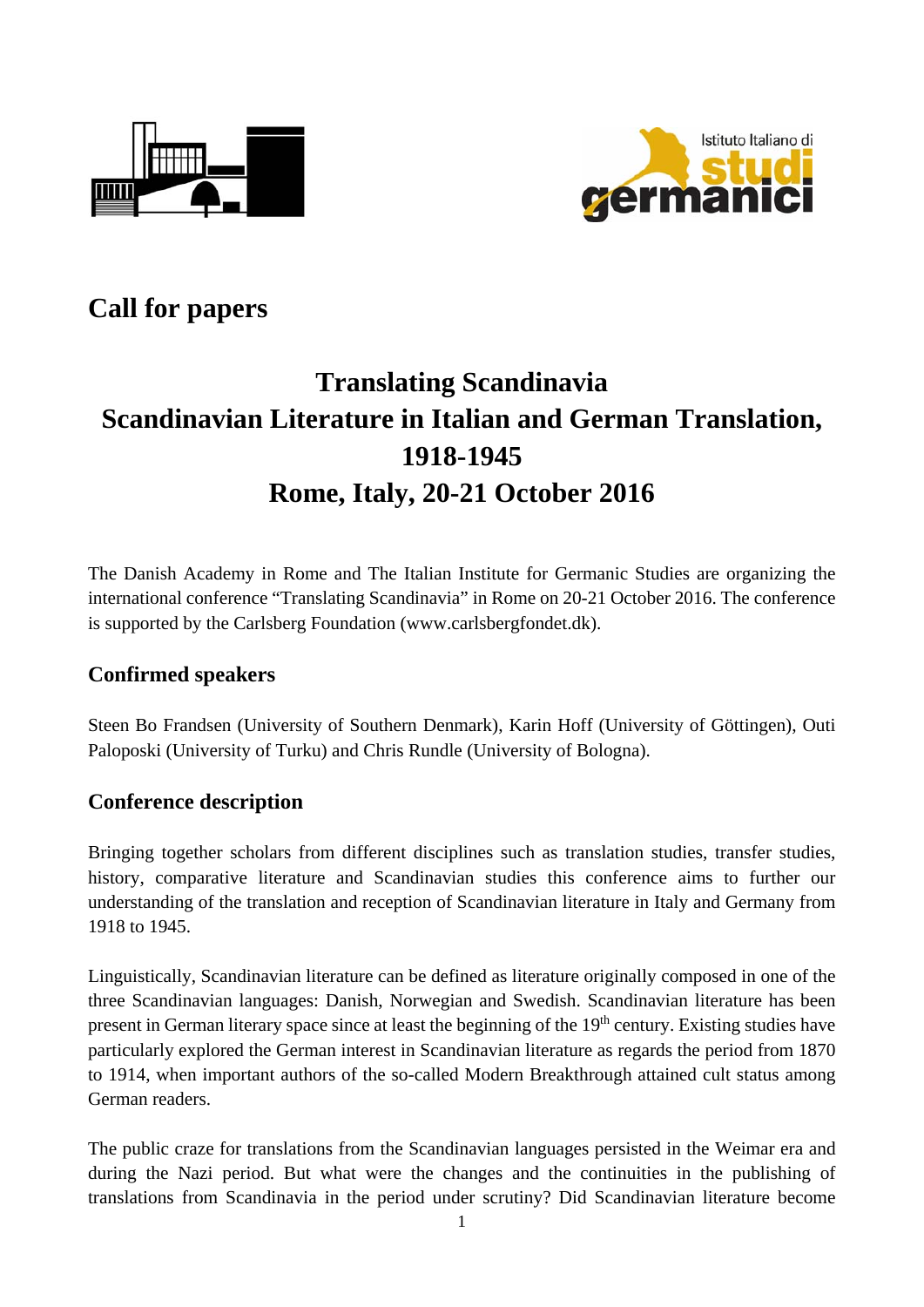# Call for papers

## Translating Scandinavia
## Scandinavian Literature in Italian and German Translation, 1918-1945
## Rome, Italy, 20-21 October 2016

The Danish Academy in Rome and The Italian Institute for Germanic Studies are organizing the international conference "Translating Scandinavia" in Rome on 20-21 October 2016. The conference is supported by the Carlsberg Foundation (www.carlsbergfondet.dk).

### Confirmed speakers

Steen Bo Frandsen (University of Southern Denmark), Karin Hoff (University of Göttingen), Outi Paloposki (University of Turku) and Chris Rundle (University of Bologna).

### Conference description

Bringing together scholars from different disciplines such as translation studies, transfer studies, history, comparative literature and Scandinavian studies this conference aims to further our understanding of the translation and reception of Scandinavian literature in Italy and Germany from 1918 to 1945.

Linguistically, Scandinavian literature can be defined as literature originally composed in one of the three Scandinavian languages: Danish, Norwegian and Swedish. Scandinavian literature has been present in German literary space since at least the beginning of the 19th century. Existing studies have particularly explored the German interest in Scandinavian literature as regards the period from 1870 to 1914, when important authors of the so-called Modern Breakthrough attained cult status among German readers.

The public craze for translations from the Scandinavian languages persisted in the Weimar era and during the Nazi period. But what were the changes and the continuities in the publishing of translations from Scandinavia in the period under scrutiny? Did Scandinavian literature become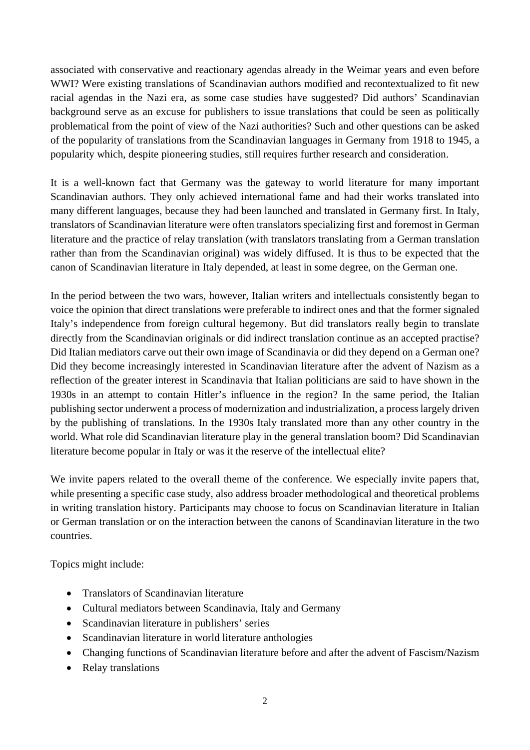associated with conservative and reactionary agendas already in the Weimar years and even before WWI? Were existing translations of Scandinavian authors modified and recontextualized to fit new racial agendas in the Nazi era, as some case studies have suggested? Did authors' Scandinavian background serve as an excuse for publishers to issue translations that could be seen as politically problematical from the point of view of the Nazi authorities? Such and other questions can be asked of the popularity of translations from the Scandinavian languages in Germany from 1918 to 1945, a popularity which, despite pioneering studies, still requires further research and consideration.

It is a well-known fact that Germany was the gateway to world literature for many important Scandinavian authors. They only achieved international fame and had their works translated into many different languages, because they had been launched and translated in Germany first. In Italy, translators of Scandinavian literature were often translators specializing first and foremost in German literature and the practice of relay translation (with translators translating from a German translation rather than from the Scandinavian original) was widely diffused. It is thus to be expected that the canon of Scandinavian literature in Italy depended, at least in some degree, on the German one.

In the period between the two wars, however, Italian writers and intellectuals consistently began to voice the opinion that direct translations were preferable to indirect ones and that the former signaled Italy's independence from foreign cultural hegemony. But did translators really begin to translate directly from the Scandinavian originals or did indirect translation continue as an accepted practise? Did Italian mediators carve out their own image of Scandinavia or did they depend on a German one? Did they become increasingly interested in Scandinavian literature after the advent of Nazism as a reflection of the greater interest in Scandinavia that Italian politicians are said to have shown in the 1930s in an attempt to contain Hitler's influence in the region? In the same period, the Italian publishing sector underwent a process of modernization and industrialization, a process largely driven by the publishing of translations. In the 1930s Italy translated more than any other country in the world. What role did Scandinavian literature play in the general translation boom? Did Scandinavian literature become popular in Italy or was it the reserve of the intellectual elite?

We invite papers related to the overall theme of the conference. We especially invite papers that, while presenting a specific case study, also address broader methodological and theoretical problems in writing translation history. Participants may choose to focus on Scandinavian literature in Italian or German translation or on the interaction between the canons of Scandinavian literature in the two countries.

Topics might include:

- Translators of Scandinavian literature
- Cultural mediators between Scandinavia, Italy and Germany
- Scandinavian literature in publishers' series
- Scandinavian literature in world literature anthologies
- Changing functions of Scandinavian literature before and after the advent of Fascism/Nazism
- Relay translations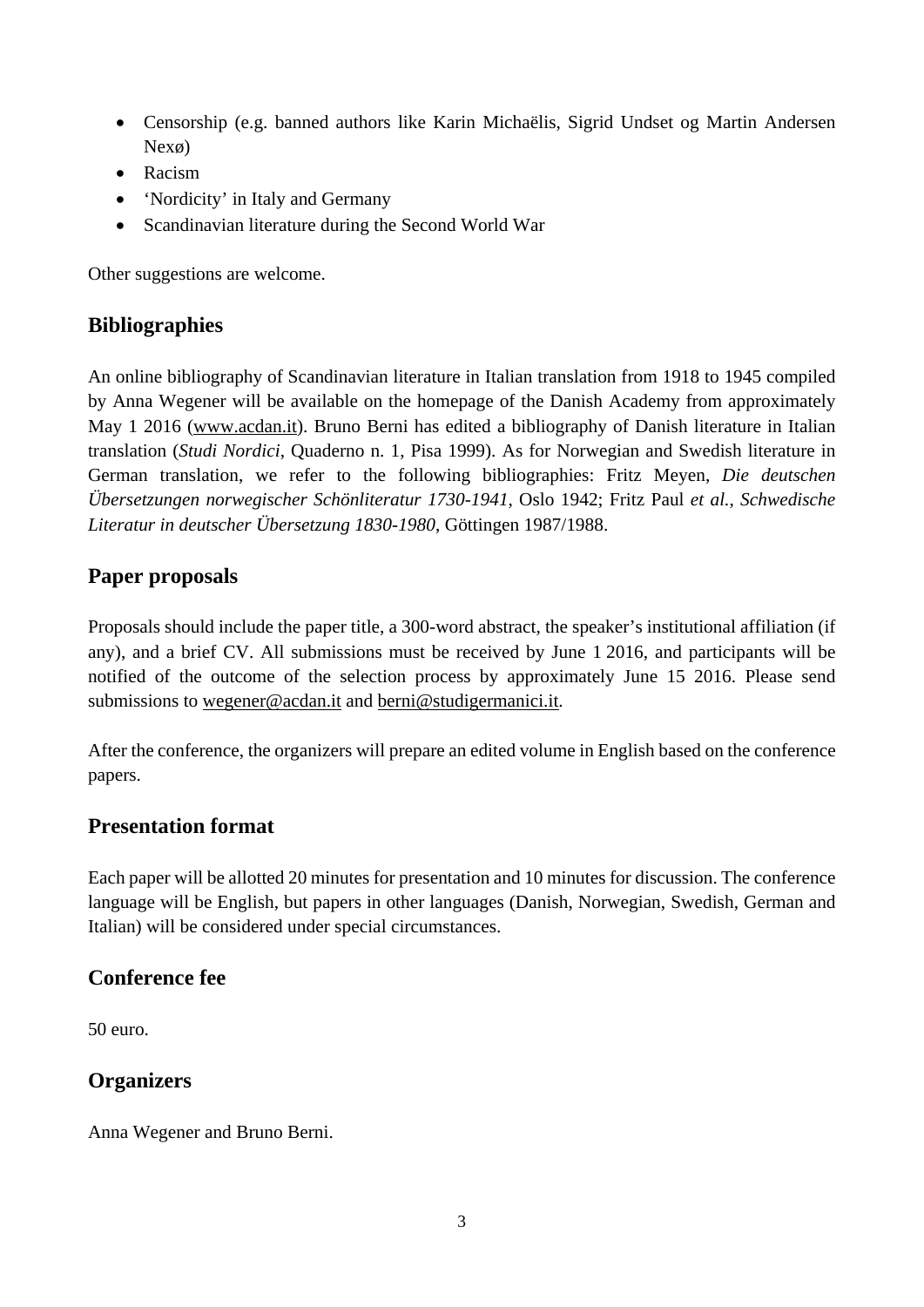- Censorship (e.g. banned authors like Karin Michaëlis, Sigrid Undset og Martin Andersen Nexø)
- Racism
- 'Nordicity' in Italy and Germany
- Scandinavian literature during the Second World War

Other suggestions are welcome.

## Bibliographies

An online bibliography of Scandinavian literature in Italian translation from 1918 to 1945 compiled by Anna Wegener will be available on the homepage of the Danish Academy from approximately May 1 2016 (www.acdan.it). Bruno Berni has edited a bibliography of Danish literature in Italian translation (*Studi Nordici*, Quaderno n. 1, Pisa 1999). As for Norwegian and Swedish literature in German translation, we refer to the following bibliographies: Fritz Meyen, *Die deutschen Übersetzungen norwegischer Schönliteratur 1730-1941*, Oslo 1942; Fritz Paul *et al.*, *Schwedische Literatur in deutscher Übersetzung 1830-1980*, Göttingen 1987/1988.

## Paper proposals

Proposals should include the paper title, a 300-word abstract, the speaker's institutional affiliation (if any), and a brief CV. All submissions must be received by June 1 2016, and participants will be notified of the outcome of the selection process by approximately June 15 2016. Please send submissions to wegener@acdan.it and berni@studigermanici.it.

After the conference, the organizers will prepare an edited volume in English based on the conference papers.

## Presentation format

Each paper will be allotted 20 minutes for presentation and 10 minutes for discussion. The conference language will be English, but papers in other languages (Danish, Norwegian, Swedish, German and Italian) will be considered under special circumstances.

## Conference fee

50 euro.

## Organizers

Anna Wegener and Bruno Berni.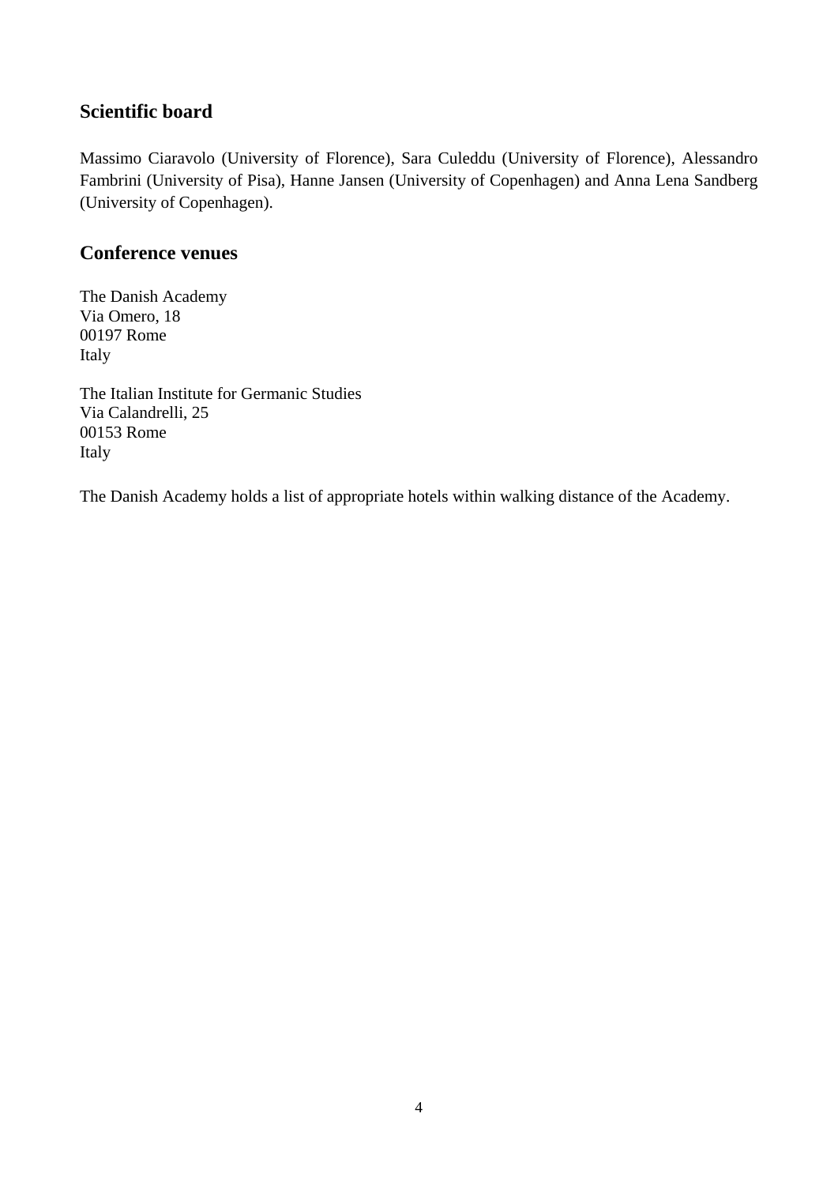## Scientific board

Massimo Ciaravolo (University of Florence), Sara Culeddu (University of Florence), Alessandro Fambrini (University of Pisa), Hanne Jansen (University of Copenhagen) and Anna Lena Sandberg (University of Copenhagen).

## Conference venues

The Danish Academy
Via Omero, 18
00197 Rome
Italy

The Italian Institute for Germanic Studies
Via Calandrelli, 25
00153 Rome
Italy

The Danish Academy holds a list of appropriate hotels within walking distance of the Academy.